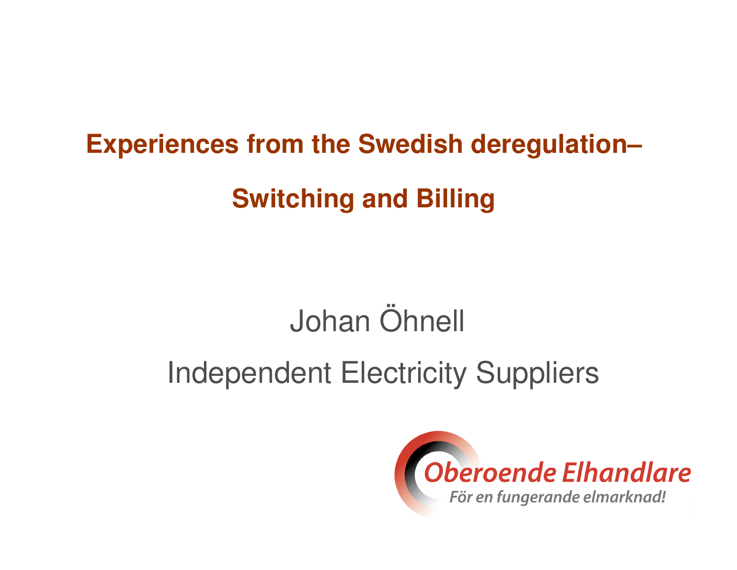# Experiences from the Swedish deregulation–

# Switching and Billing

Johan Öhnell

Independent Electricity Suppliers

Oberoende Elhandlare

*För en fungerande elmarknad!*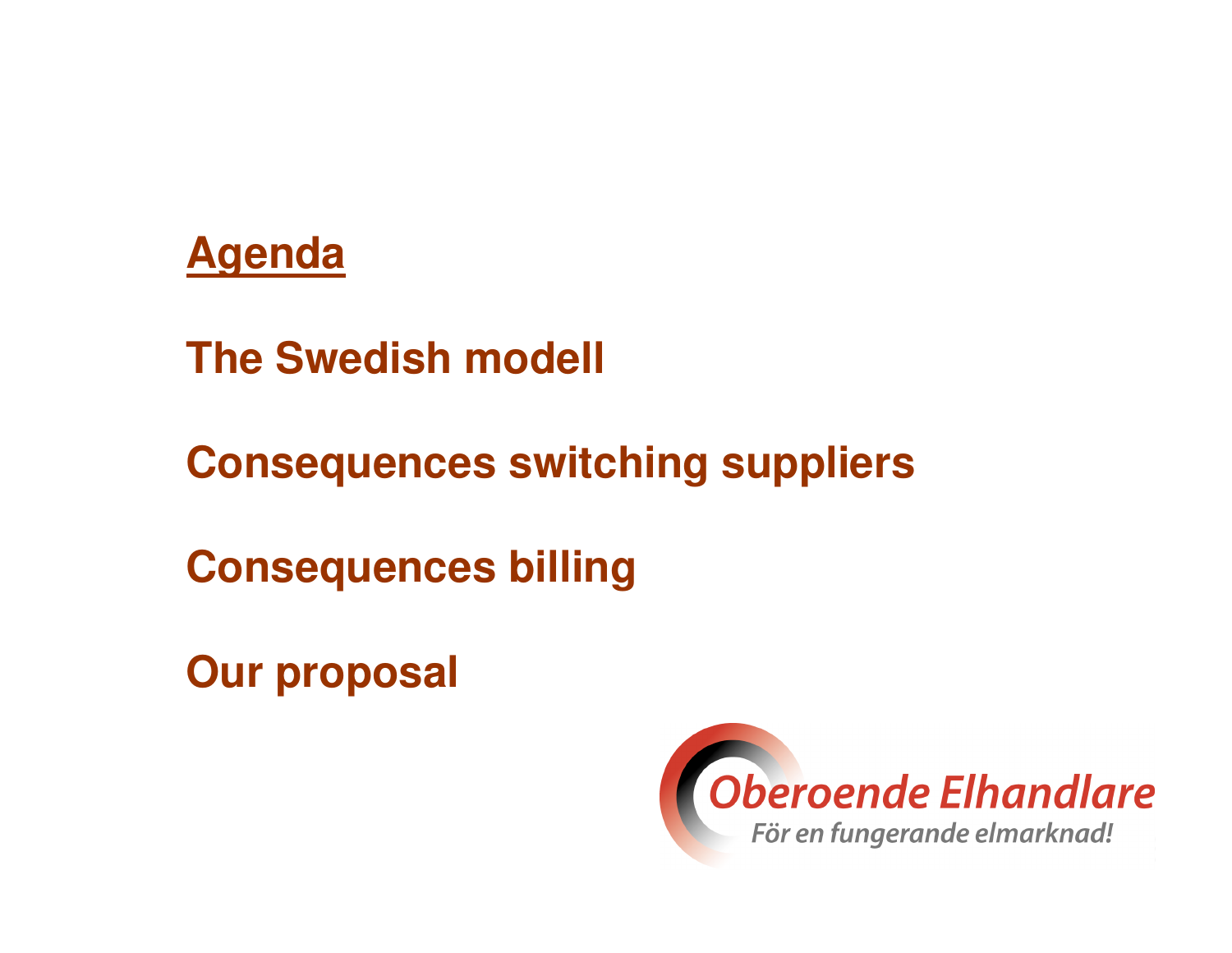## Agenda

**The Swedish modell**

**Consequences switching suppliers**

**Consequences billing**

**Our proposal**

Oberoende Elhandlare

*För en fungerande elmarknad!*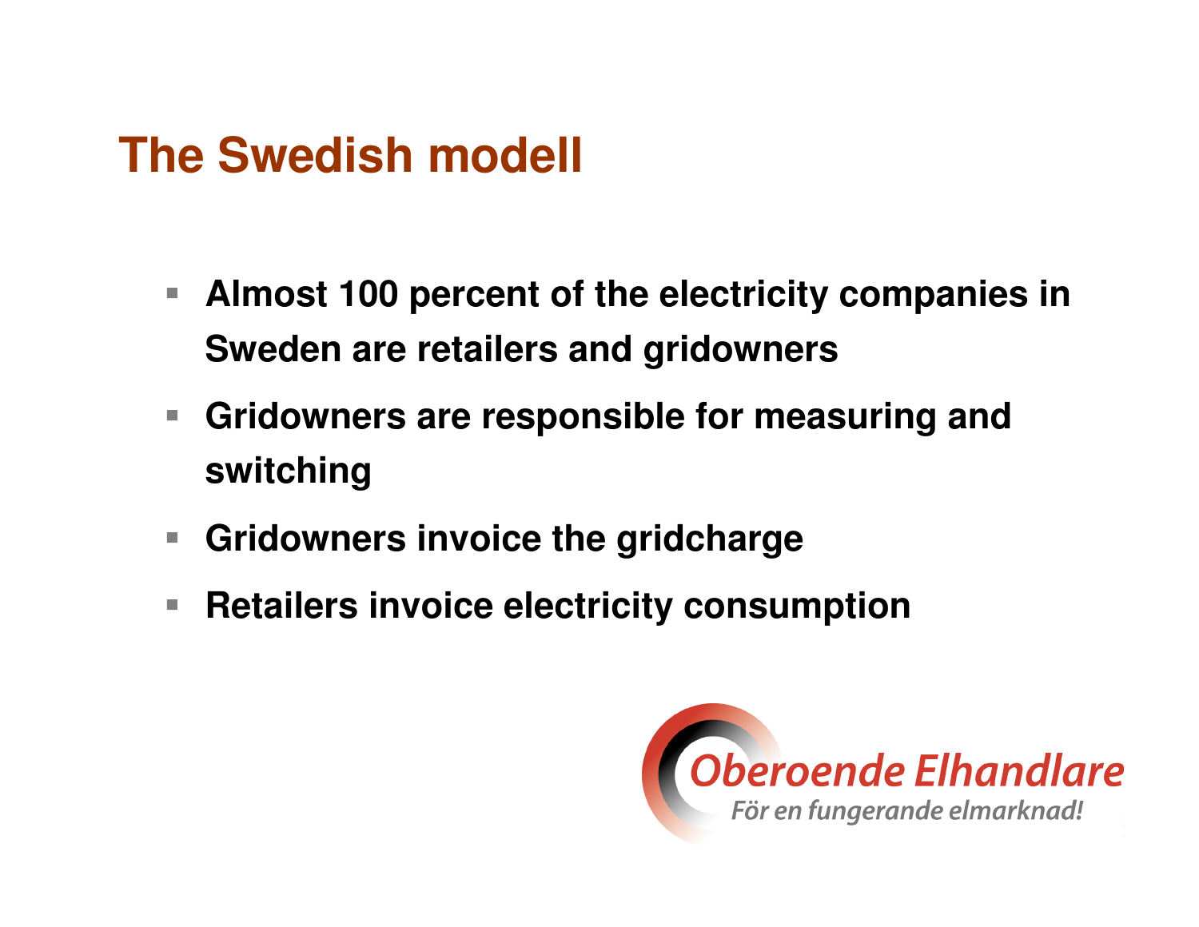# The Swedish modell

- **Almost 100 percent of the electricity companies in Sweden are retailers and gridowners**
- **Gridowners are responsible for measuring and switching**
- **Gridowners invoice the gridcharge**
- **Retailers invoice electricity consumption**

Oberoende Elhandlare
*För en fungerande elmarknad!*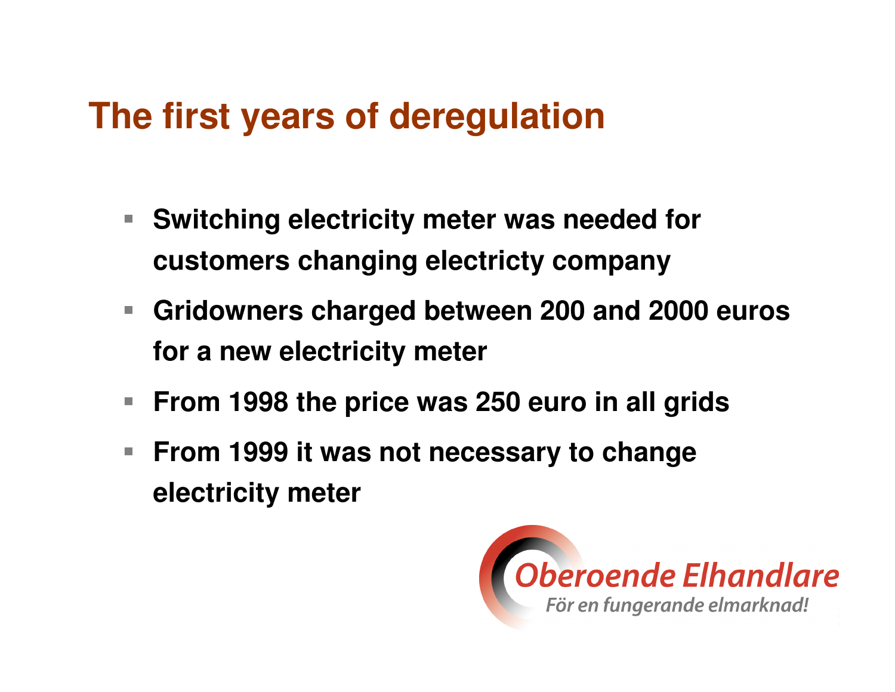# The first years of deregulation

- Switching electricity meter was needed for customers changing electricty company
- Gridowners charged between 200 and 2000 euros for a new electricity meter
- From 1998 the price was 250 euro in all grids
- From 1999 it was not necessary to change electricity meter

Oberoende Elhandlare

*För en fungerande elmarknad!*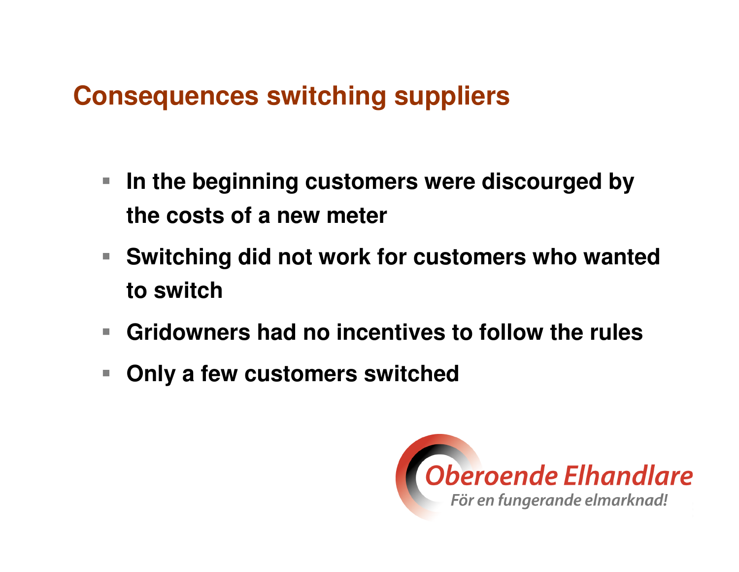## Consequences switching suppliers

- In the beginning customers were discourged by the costs of a new meter
- Switching did not work for customers who wanted to switch
- Gridowners had no incentives to follow the rules
- Only a few customers switched

Oberoende Elhandlare

*För en fungerande elmarknad!*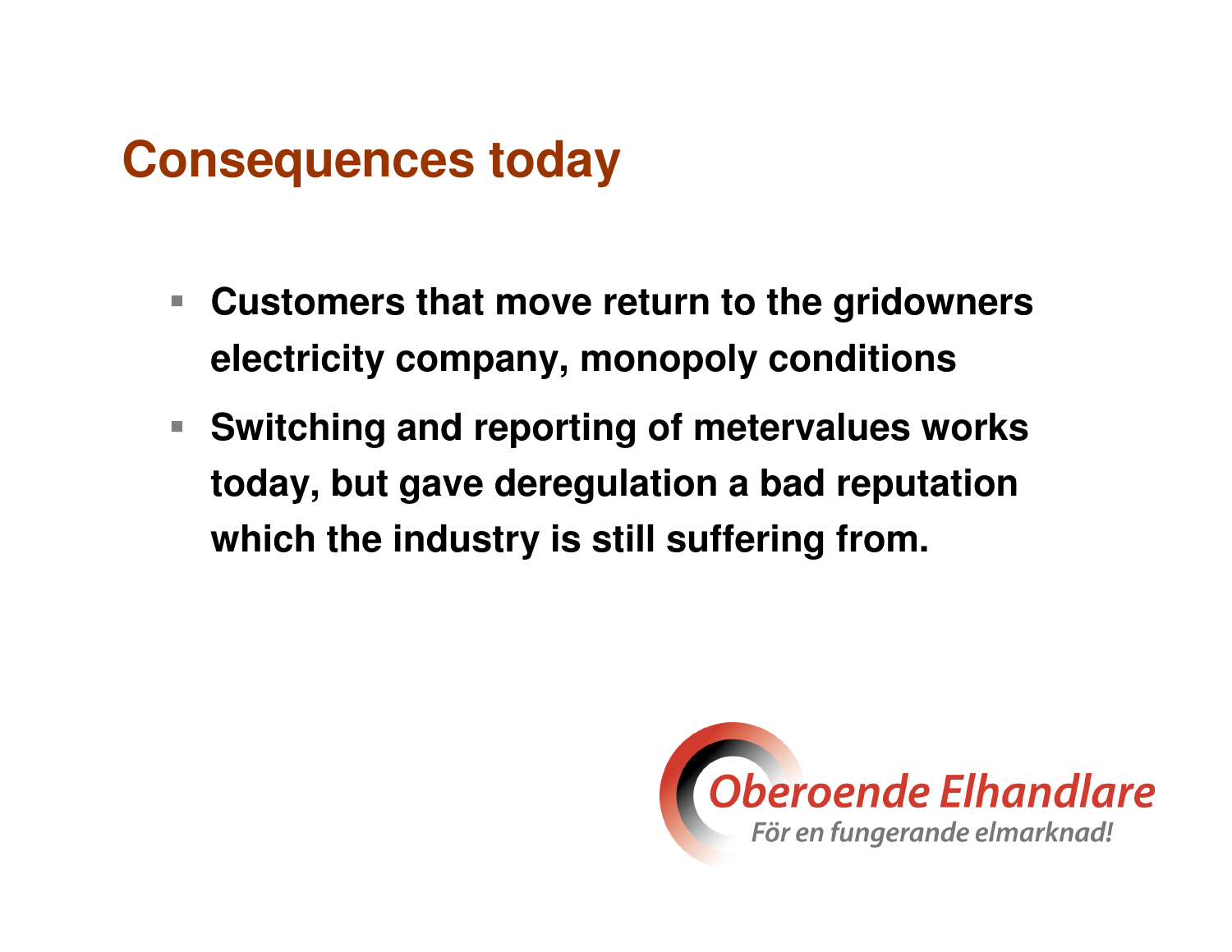# Consequences today

- **Customers that move return to the gridowners electricity company, monopoly conditions**
- **Switching and reporting of metervalues works today, but gave deregulation a bad reputation which the industry is still suffering from.**

Oberoende Elhandlare

*För en fungerande elmarknad!*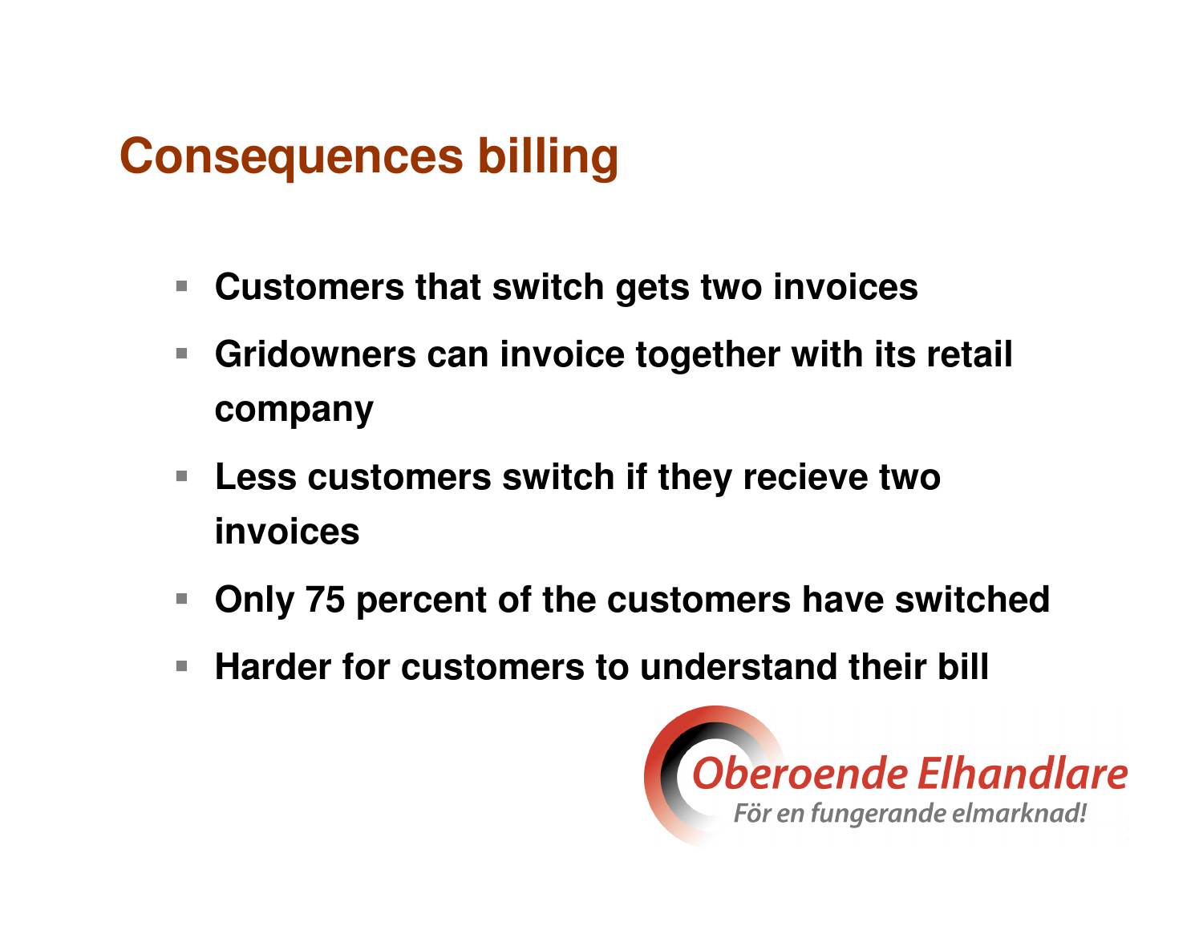# Consequences billing

- Customers that switch gets two invoices
- Gridowners can invoice together with its retail company
- Less customers switch if they recieve two invoices
- Only 75 percent of the customers have switched
- Harder for customers to understand their bill

Oberoende Elhandlare

För en fungerande elmarknad!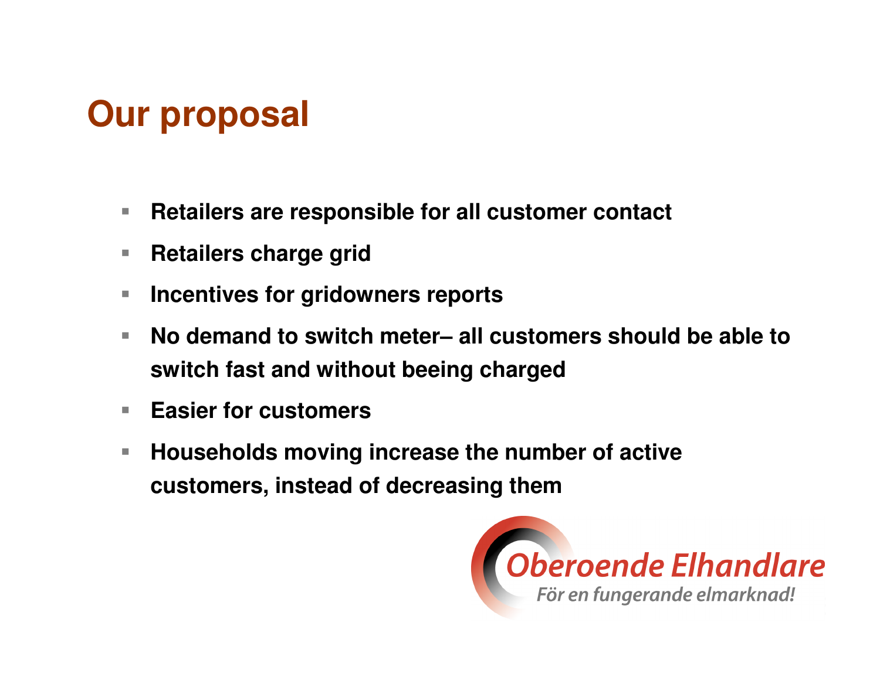# Our proposal

- **Retailers are responsible for all customer contact**
- **Retailers charge grid**
- **Incentives for gridowners reports**
- **No demand to switch meter– all customers should be able to switch fast and without beeing charged**
- **Easier for customers**
- **Households moving increase the number of active customers, instead of decreasing them**

Oberoende Elhandlare

*För en fungerande elmarknad!*